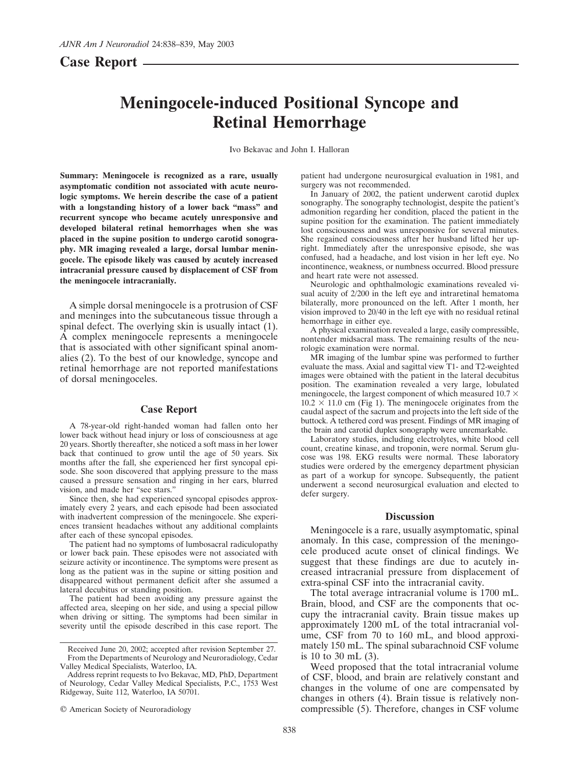## Case Report

# Meningocele-induced Positional Syncope and Retinal Hemorrhage

Ivo Bekavac and John I. Halloran

**Summary: Meningocele is recognized as a rare, usually asymptomatic condition not associated with acute neurologic symptoms. We herein describe the case of a patient with a longstanding history of a lower back "mass" and recurrent syncope who became acutely unresponsive and developed bilateral retinal hemorrhages when she was placed in the supine position to undergo carotid sonography. MR imaging revealed a large, dorsal lumbar meningocele. The episode likely was caused by acutely increased intracranial pressure caused by displacement of CSF from the meningocele intracranially.**

A simple dorsal meningocele is a protrusion of CSF and meninges into the subcutaneous tissue through a spinal defect. The overlying skin is usually intact (1). A complex meningocele represents a meningocele that is associated with other significant spinal anomalies (2). To the best of our knowledge, syncope and retinal hemorrhage are not reported manifestations of dorsal meningoceles.

## Case Report

A 78-year-old right-handed woman had fallen onto her lower back without head injury or loss of consciousness at age 20 years. Shortly thereafter, she noticed a soft mass in her lower back that continued to grow until the age of 50 years. Six months after the fall, she experienced her first syncopal episode. She soon discovered that applying pressure to the mass caused a pressure sensation and ringing in her ears, blurred vision, and made her "see stars."

Since then, she had experienced syncopal episodes approximately every 2 years, and each episode had been associated with inadvertent compression of the meningocele. She experiences transient headaches without any additional complaints after each of these syncopal episodes.

The patient had no symptoms of lumbosacral radiculopathy or lower back pain. These episodes were not associated with seizure activity or incontinence. The symptoms were present as long as the patient was in the supine or sitting position and disappeared without permanent deficit after she assumed a lateral decubitus or standing position.

The patient had been avoiding any pressure against the affected area, sleeping on her side, and using a special pillow when driving or sitting. The symptoms had been similar in severity until the episode described in this case report. The patient had undergone neurosurgical evaluation in 1981, and surgery was not recommended.

In January of 2002, the patient underwent carotid duplex sonography. The sonography technologist, despite the patient's admonition regarding her condition, placed the patient in the supine position for the examination. The patient immediately lost consciousness and was unresponsive for several minutes. She regained consciousness after her husband lifted her upright. Immediately after the unresponsive episode, she was confused, had a headache, and lost vision in her left eye. No incontinence, weakness, or numbness occurred. Blood pressure and heart rate were not assessed.

Neurologic and ophthalmologic examinations revealed visual acuity of 2/200 in the left eye and intraretinal hematoma bilaterally, more pronounced on the left. After 1 month, her vision improved to 20/40 in the left eye with no residual retinal hemorrhage in either eye.

A physical examination revealed a large, easily compressible, nontender midsacral mass. The remaining results of the neurologic examination were normal.

MR imaging of the lumbar spine was performed to further evaluate the mass. Axial and sagittal view T1- and T2-weighted images were obtained with the patient in the lateral decubitus position. The examination revealed a very large, lobulated meningocele, the largest component of which measured $10.7 \times 10.2 \times 11.0$ cm (Fig 1). The meningocele originates from the caudal aspect of the sacrum and projects into the left side of the buttock. A tethered cord was present. Findings of MR imaging of the brain and carotid duplex sonography were unremarkable.

Laboratory studies, including electrolytes, white blood cell count, creatine kinase, and troponin, were normal. Serum glucose was 198. EKG results were normal. These laboratory studies were ordered by the emergency department physician as part of a workup for syncope. Subsequently, the patient underwent a second neurosurgical evaluation and elected to defer surgery.

## Discussion

Meningocele is a rare, usually asymptomatic, spinal anomaly. In this case, compression of the meningocele produced acute onset of clinical findings. We suggest that these findings are due to acutely increased intracranial pressure from displacement of extra-spinal CSF into the intracranial cavity.

The total average intracranial volume is 1700 mL. Brain, blood, and CSF are the components that occupy the intracranial cavity. Brain tissue makes up approximately 1200 mL of the total intracranial volume, CSF from 70 to 160 mL, and blood approximately 150 mL. The spinal subarachnoid CSF volume is 10 to 30 mL (3).

Weed proposed that the total intracranial volume of CSF, blood, and brain are relatively constant and changes in the volume of one are compensated by changes in others (4). Brain tissue is relatively noncompressible (5). Therefore, changes in CSF volume

Received June 20, 2002; accepted after revision September 27.

From the Departments of Neurology and Neuroradiology, Cedar Valley Medical Specialists, Waterloo, IA.

Address reprint requests to Ivo Bekavac, MD, PhD, Department of Neurology, Cedar Valley Medical Specialists, P.C., 1753 West Ridgeway, Suite 112, Waterloo, IA 50701.

© American Society of Neuroradiology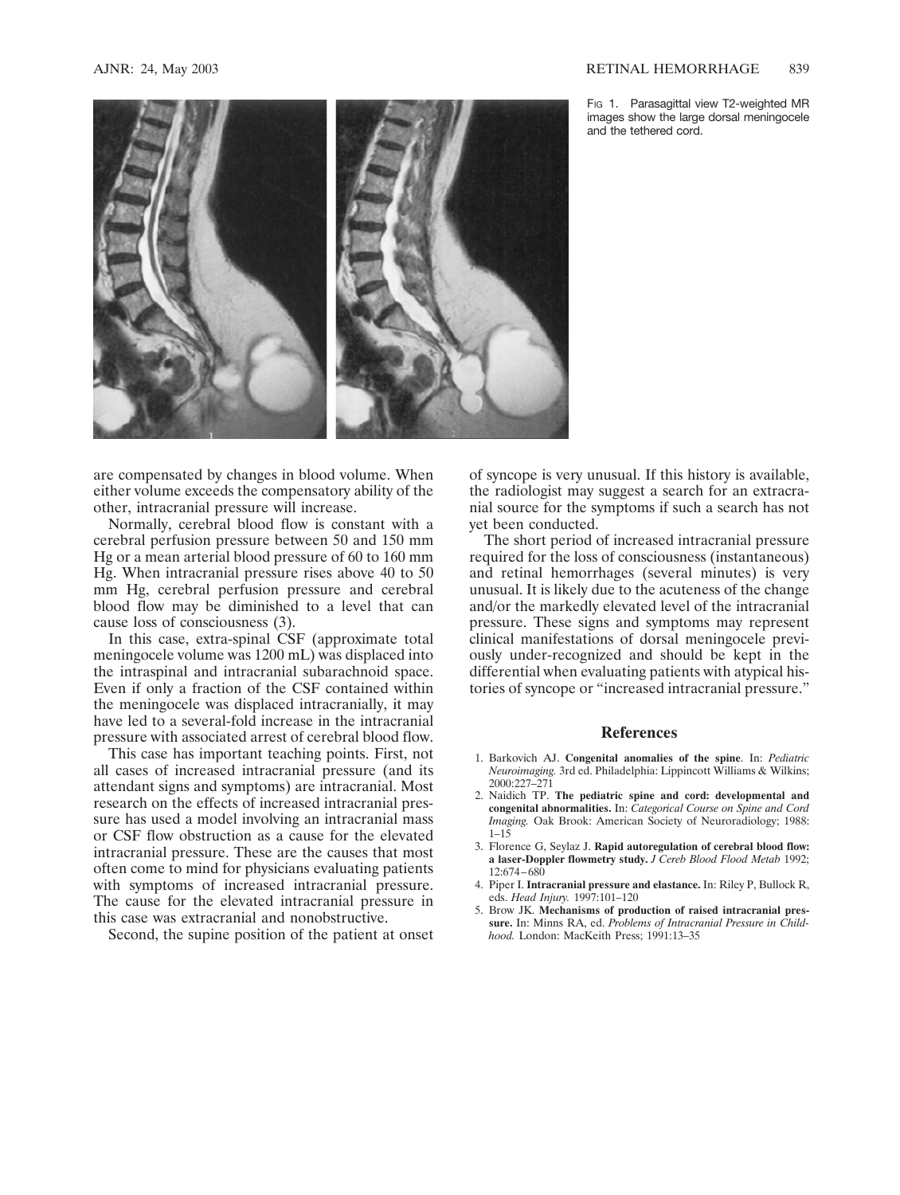Fig 1. Parasagittal view T2-weighted MR images show the large dorsal meningocele and the tethered cord.

are compensated by changes in blood volume. When either volume exceeds the compensatory ability of the other, intracranial pressure will increase.

Normally, cerebral blood flow is constant with a cerebral perfusion pressure between 50 and 150 mm Hg or a mean arterial blood pressure of 60 to 160 mm Hg. When intracranial pressure rises above 40 to 50 mm Hg, cerebral perfusion pressure and cerebral blood flow may be diminished to a level that can cause loss of consciousness (3).

In this case, extra-spinal CSF (approximate total meningocele volume was 1200 mL) was displaced into the intraspinal and intracranial subarachnoid space. Even if only a fraction of the CSF contained within the meningocele was displaced intracranially, it may have led to a several-fold increase in the intracranial pressure with associated arrest of cerebral blood flow.

This case has important teaching points. First, not all cases of increased intracranial pressure (and its attendant signs and symptoms) are intracranial. Most research on the effects of increased intracranial pressure has used a model involving an intracranial mass or CSF flow obstruction as a cause for the elevated intracranial pressure. These are the causes that most often come to mind for physicians evaluating patients with symptoms of increased intracranial pressure. The cause for the elevated intracranial pressure in this case was extracranial and nonobstructive.

Second, the supine position of the patient at onset of syncope is very unusual. If this history is available, the radiologist may suggest a search for an extracranial source for the symptoms if such a search has not yet been conducted.

The short period of increased intracranial pressure required for the loss of consciousness (instantaneous) and retinal hemorrhages (several minutes) is very unusual. It is likely due to the acuteness of the change and/or the markedly elevated level of the intracranial pressure. These signs and symptoms may represent clinical manifestations of dorsal meningocele previously under-recognized and should be kept in the differential when evaluating patients with atypical histories of syncope or "increased intracranial pressure."

## References

1. Barkovich AJ. **Congenital anomalies of the spine**. In: *Pediatric Neuroimaging.* 3rd ed. Philadelphia: Lippincott Williams & Wilkins; 2000:227–271
2. Naidich TP. **The pediatric spine and cord: developmental and congenital abnormalities.** In: *Categorical Course on Spine and Cord Imaging.* Oak Brook: American Society of Neuroradiology; 1988: 1–15
3. Florence G, Seylaz J. **Rapid autoregulation of cerebral blood flow: a laser-Doppler flowmetry study.** *J Cereb Blood Flood Metab* 1992; 12:674–680
4. Piper I. **Intracranial pressure and elastance.** In: Riley P, Bullock R, eds. *Head Injury.* 1997:101–120
5. Brow JK. **Mechanisms of production of raised intracranial pressure.** In: Minns RA, ed. *Problems of Intracranial Pressure in Childhood.* London: MacKeith Press; 1991:13–35